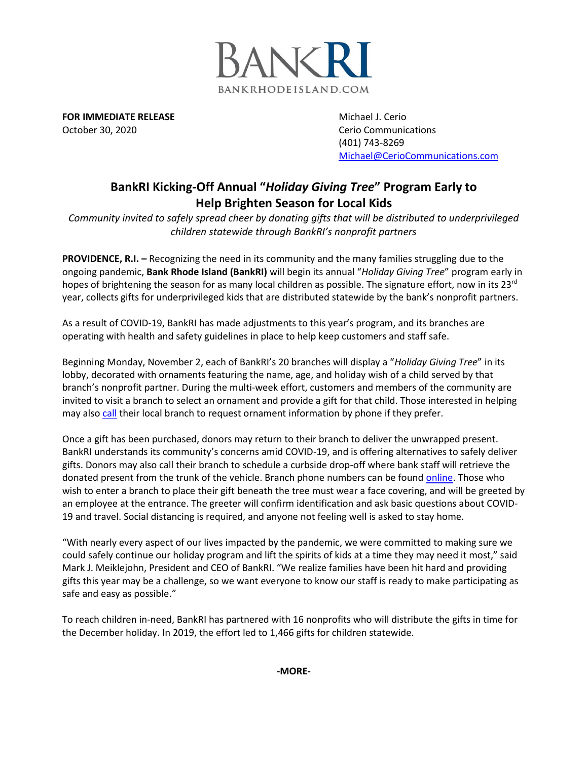BANKRI
BANKRHODEISLAND.COM

**FOR IMMEDIATE RELEASE**
October 30, 2020

Michael J. Cerio
Cerio Communications
(401) 743-8269
Michael@CerioCommunications.com

# BankRI Kicking-Off Annual "*Holiday Giving Tree*" Program Early to Help Brighten Season for Local Kids

*Community invited to safely spread cheer by donating gifts that will be distributed to underprivileged children statewide through BankRI's nonprofit partners*

**PROVIDENCE, R.I. –** Recognizing the need in its community and the many families struggling due to the ongoing pandemic, **Bank Rhode Island (BankRI)** will begin its annual "*Holiday Giving Tree*" program early in hopes of brightening the season for as many local children as possible. The signature effort, now in its 23rd year, collects gifts for underprivileged kids that are distributed statewide by the bank's nonprofit partners.

As a result of COVID-19, BankRI has made adjustments to this year's program, and its branches are operating with health and safety guidelines in place to help keep customers and staff safe.

Beginning Monday, November 2, each of BankRI's 20 branches will display a "*Holiday Giving Tree*" in its lobby, decorated with ornaments featuring the name, age, and holiday wish of a child served by that branch's nonprofit partner. During the multi-week effort, customers and members of the community are invited to visit a branch to select an ornament and provide a gift for that child. Those interested in helping may also call their local branch to request ornament information by phone if they prefer.

Once a gift has been purchased, donors may return to their branch to deliver the unwrapped present. BankRI understands its community's concerns amid COVID-19, and is offering alternatives to safely deliver gifts. Donors may also call their branch to schedule a curbside drop-off where bank staff will retrieve the donated present from the trunk of the vehicle. Branch phone numbers can be found online. Those who wish to enter a branch to place their gift beneath the tree must wear a face covering, and will be greeted by an employee at the entrance. The greeter will confirm identification and ask basic questions about COVID-19 and travel. Social distancing is required, and anyone not feeling well is asked to stay home.

"With nearly every aspect of our lives impacted by the pandemic, we were committed to making sure we could safely continue our holiday program and lift the spirits of kids at a time they may need it most," said Mark J. Meiklejohn, President and CEO of BankRI. "We realize families have been hit hard and providing gifts this year may be a challenge, so we want everyone to know our staff is ready to make participating as safe and easy as possible."

To reach children in-need, BankRI has partnered with 16 nonprofits who will distribute the gifts in time for the December holiday. In 2019, the effort led to 1,466 gifts for children statewide.

**-MORE-**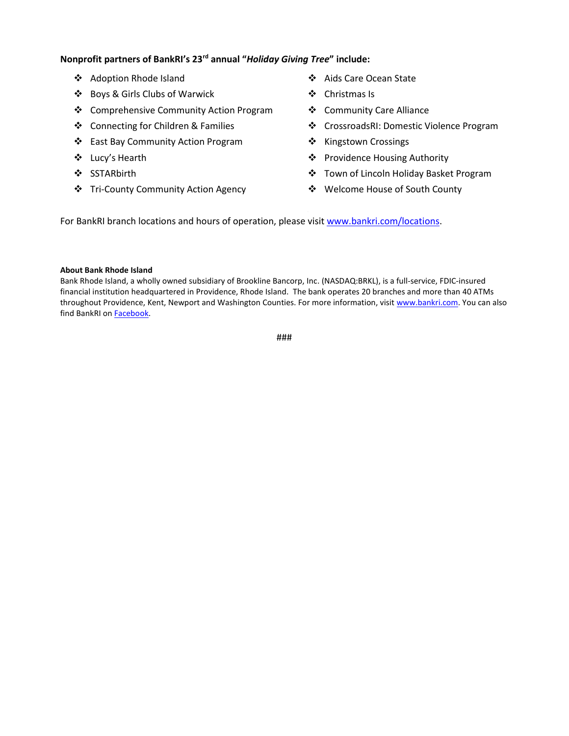**Nonprofit partners of BankRI's 23rd annual "*Holiday Giving Tree*" include:**

- Adoption Rhode Island
- Boys & Girls Clubs of Warwick
- Comprehensive Community Action Program
- Connecting for Children & Families
- East Bay Community Action Program
- Lucy's Hearth
- SSTARbirth
- Tri-County Community Action Agency
- Aids Care Ocean State
- Christmas Is
- Community Care Alliance
- CrossroadsRI: Domestic Violence Program
- Kingstown Crossings
- Providence Housing Authority
- Town of Lincoln Holiday Basket Program
- Welcome House of South County

For BankRI branch locations and hours of operation, please visit [www.bankri.com/locations](www.bankri.com/locations).

**About Bank Rhode Island**

Bank Rhode Island, a wholly owned subsidiary of Brookline Bancorp, Inc. (NASDAQ:BRKL), is a full-service, FDIC-insured financial institution headquartered in Providence, Rhode Island. The bank operates 20 branches and more than 40 ATMs throughout Providence, Kent, Newport and Washington Counties. For more information, visit [www.bankri.com](www.bankri.com). You can also find BankRI on Facebook.

###